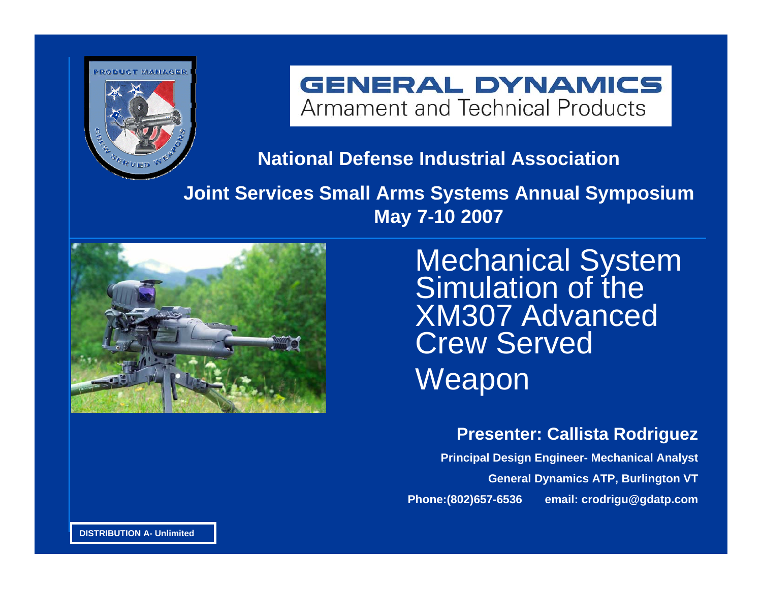GENERAL DYNAMICS
Armament and Technical Products

**National Defense Industrial Association**

**Joint Services Small Arms Systems Annual Symposium**
**May 7-10 2007**

# Mechanical System Simulation of the XM307 Advanced Crew Served Weapon

**Presenter: Callista Rodriguez**

**Principal Design Engineer- Mechanical Analyst**

**General Dynamics ATP, Burlington VT**

**Phone:(802)657-6536 email: crodrigu@gdatp.com**

**DISTRIBUTION A- Unlimited**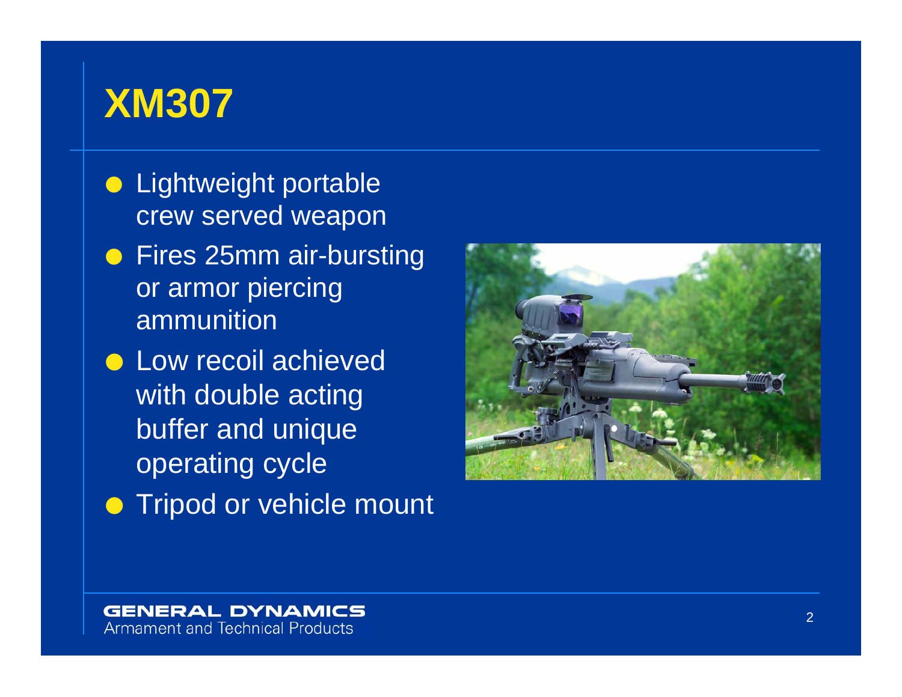# XM307

- Lightweight portable crew served weapon
- Fires 25mm air-bursting or armor piercing ammunition
- Low recoil achieved with double acting buffer and unique operating cycle
- Tripod or vehicle mount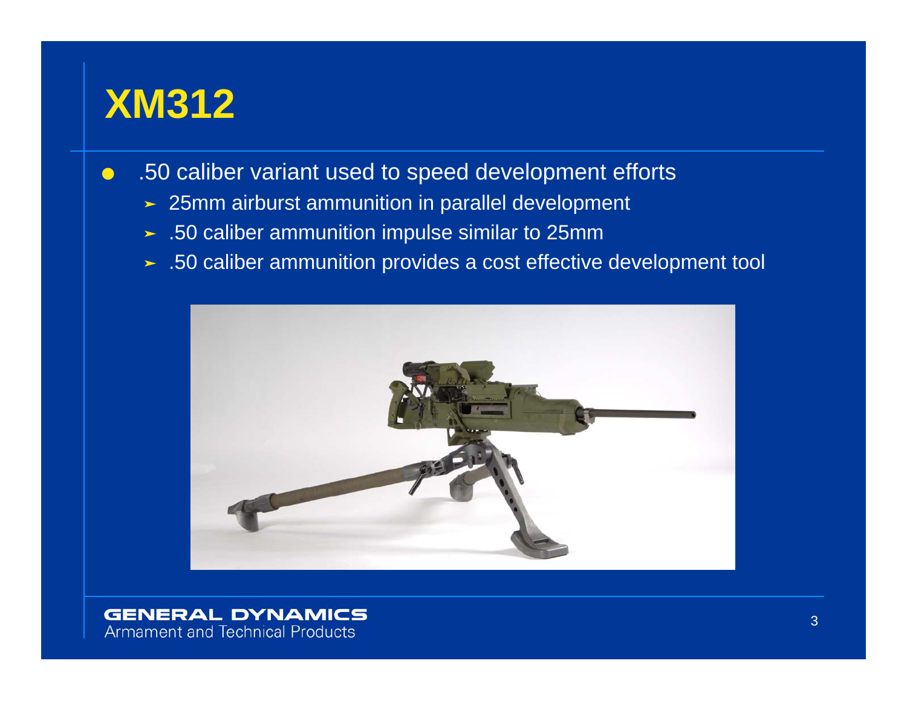# XM312

- .50 caliber variant used to speed development efforts
  - 25mm airburst ammunition in parallel development
  - .50 caliber ammunition impulse similar to 25mm
  - .50 caliber ammunition provides a cost effective development tool

GENERAL DYNAMICS
Armament and Technical Products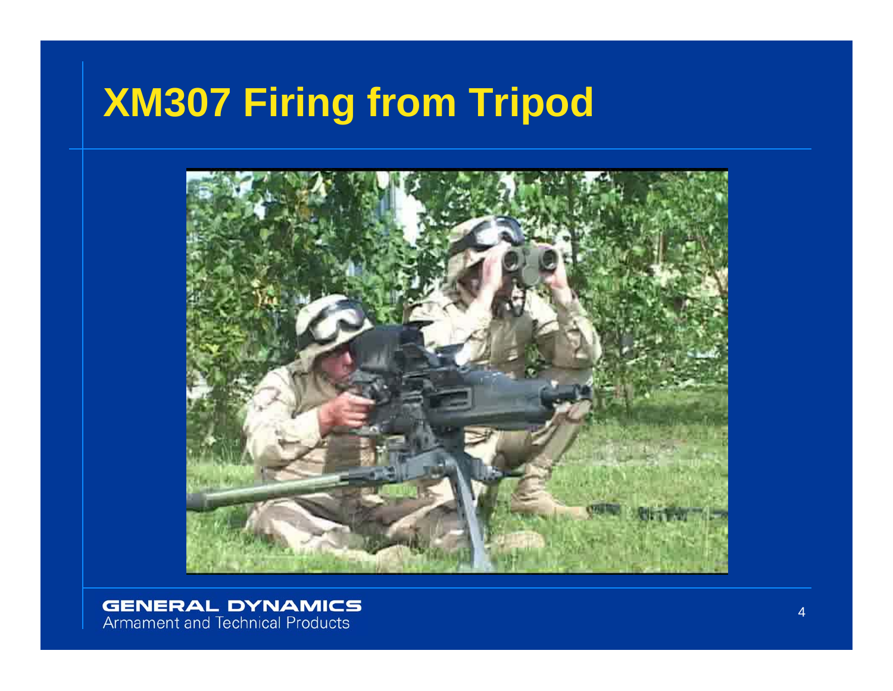# XM307 Firing from Tripod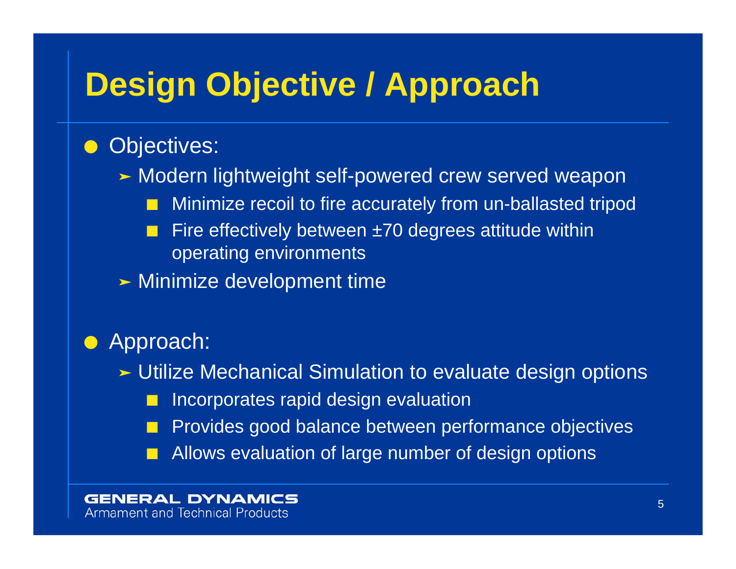# Design Objective / Approach

- Objectives:
  - Modern lightweight self-powered crew served weapon
    - Minimize recoil to fire accurately from un-ballasted tripod
    - Fire effectively between ±70 degrees attitude within operating environments
  - Minimize development time

- Approach:
  - Utilize Mechanical Simulation to evaluate design options
    - Incorporates rapid design evaluation
    - Provides good balance between performance objectives
    - Allows evaluation of large number of design options

GENERAL DYNAMICS
Armament and Technical Products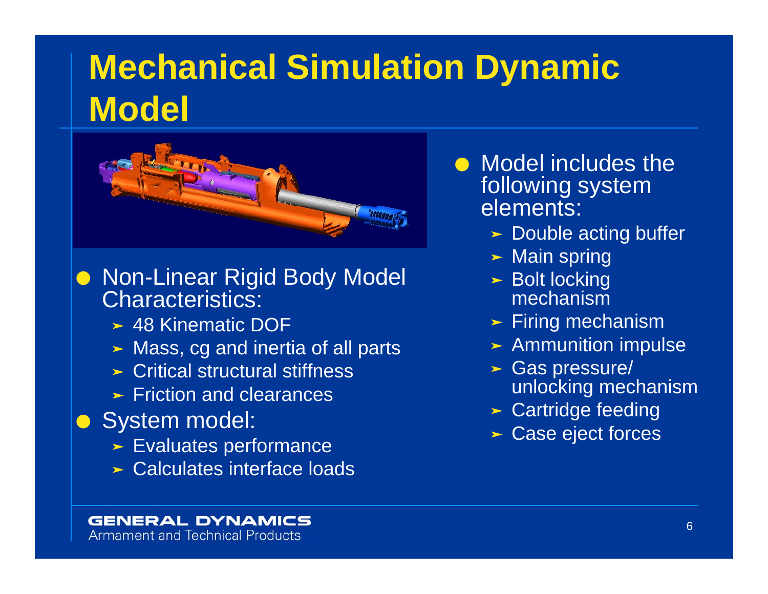# Mechanical Simulation Dynamic Model

- Non-Linear Rigid Body Model Characteristics:
  - 48 Kinematic DOF
  - Mass, cg and inertia of all parts
  - Critical structural stiffness
  - Friction and clearances
- System model:
  - Evaluates performance
  - Calculates interface loads

- Model includes the following system elements:
  - Double acting buffer
  - Main spring
  - Bolt locking mechanism
  - Firing mechanism
  - Ammunition impulse
  - Gas pressure/ unlocking mechanism
  - Cartridge feeding
  - Case eject forces

**GENERAL DYNAMICS**
Armament and Technical Products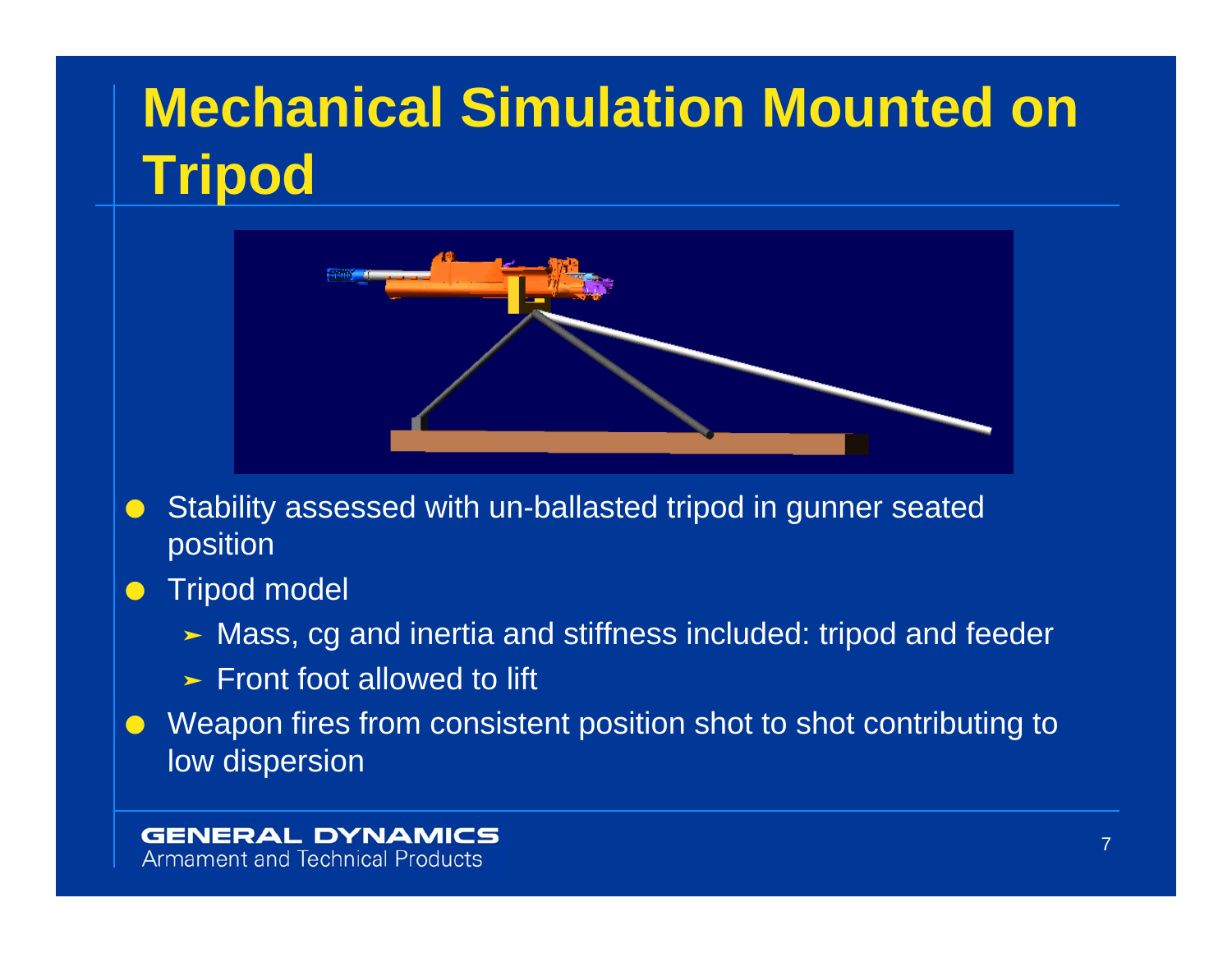# Mechanical Simulation Mounted on Tripod

- Stability assessed with un-ballasted tripod in gunner seated position
- Tripod model
  - ➢ Mass, cg and inertia and stiffness included: tripod and feeder
  - ➢ Front foot allowed to lift
- Weapon fires from consistent position shot to shot contributing to low dispersion

GENERAL DYNAMICS
Armament and Technical Products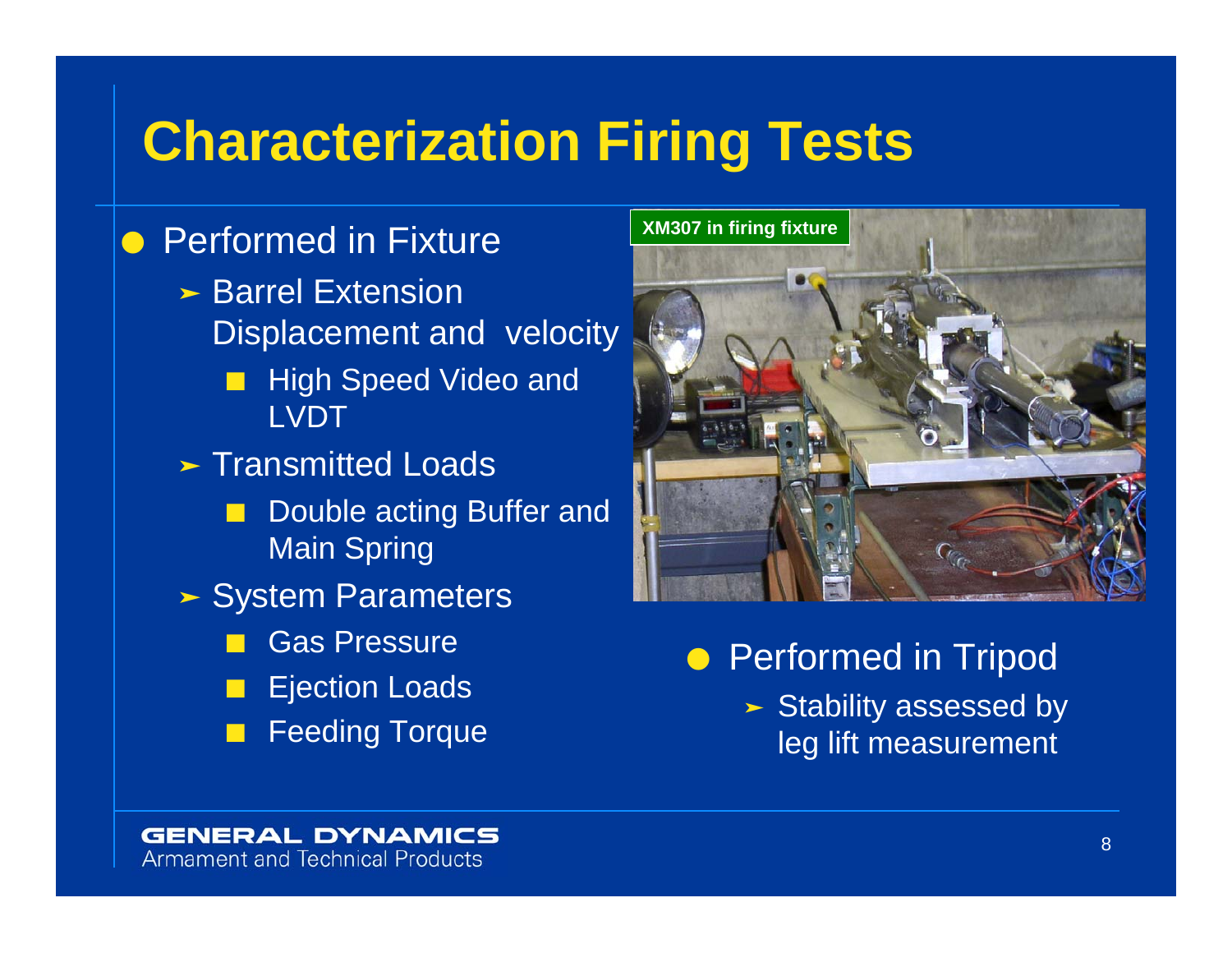# Characterization Firing Tests

- Performed in Fixture
  - Barrel Extension Displacement and velocity
    - High Speed Video and LVDT
  - Transmitted Loads
    - Double acting Buffer and Main Spring
  - System Parameters
    - Gas Pressure
    - Ejection Loads
    - Feeding Torque

XM307 in firing fixture

- Performed in Tripod
  - Stability assessed by leg lift measurement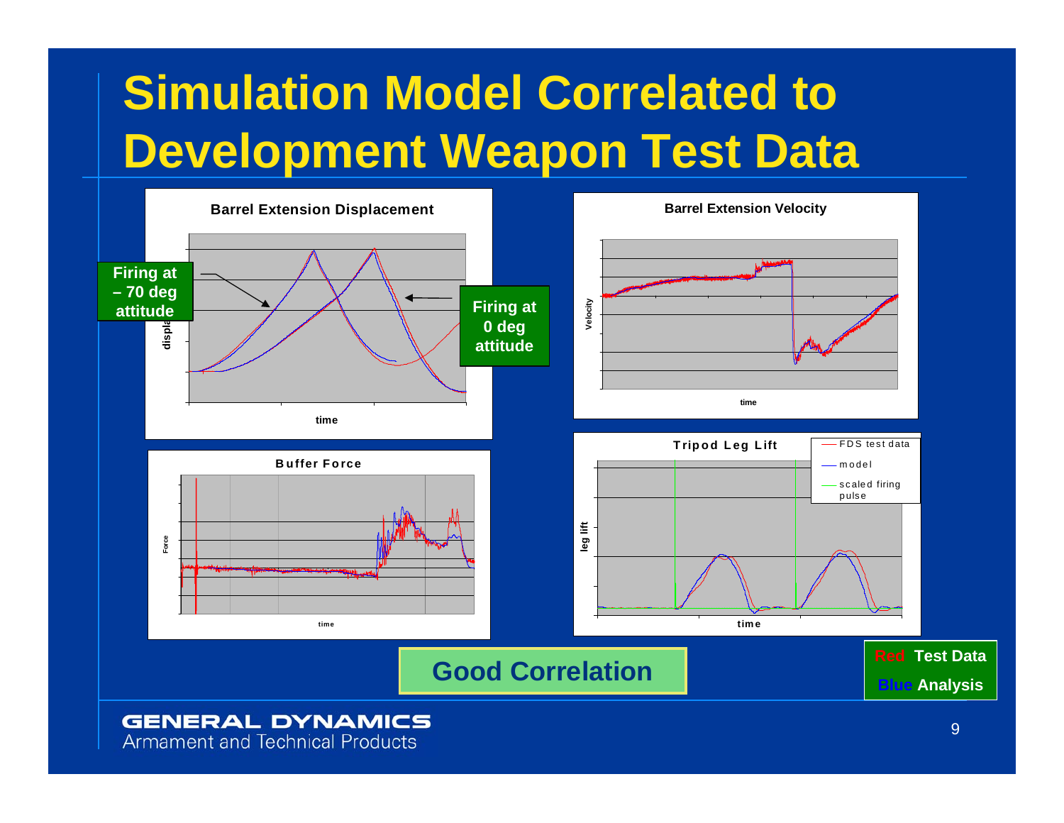# Simulation Model Correlated to Development Weapon Test Data

**Barrel Extension Displacement**

**Firing at – 70 deg attitude**

**Firing at 0 deg attitude**

displ

time

**Barrel Extension Velocity**

Velocity

time

**Buffer Force**

Force

time

**Tripod Leg Lift**

FDS test data

model

scaled firing pulse

leg lift

time

**Good Correlation**

**Red Test Data**

**Blue Analysis**

GENERAL DYNAMICS
Armament and Technical Products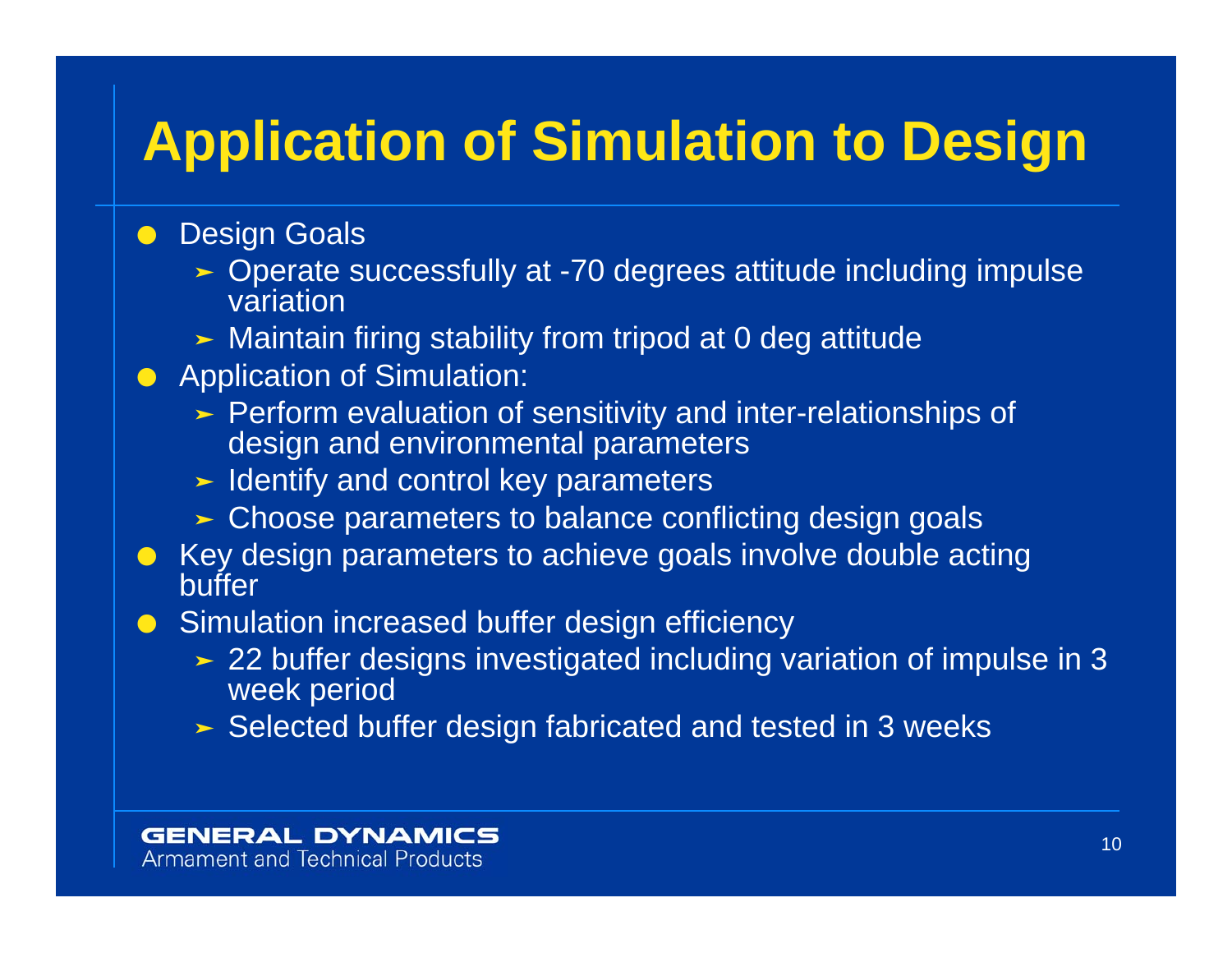# Application of Simulation to Design

- Design Goals
  - Operate successfully at -70 degrees attitude including impulse variation
  - Maintain firing stability from tripod at 0 deg attitude
- Application of Simulation:
  - Perform evaluation of sensitivity and inter-relationships of design and environmental parameters
  - Identify and control key parameters
  - Choose parameters to balance conflicting design goals
- Key design parameters to achieve goals involve double acting buffer
- Simulation increased buffer design efficiency
  - 22 buffer designs investigated including variation of impulse in 3 week period
  - Selected buffer design fabricated and tested in 3 weeks

GENERAL DYNAMICS
Armament and Technical Products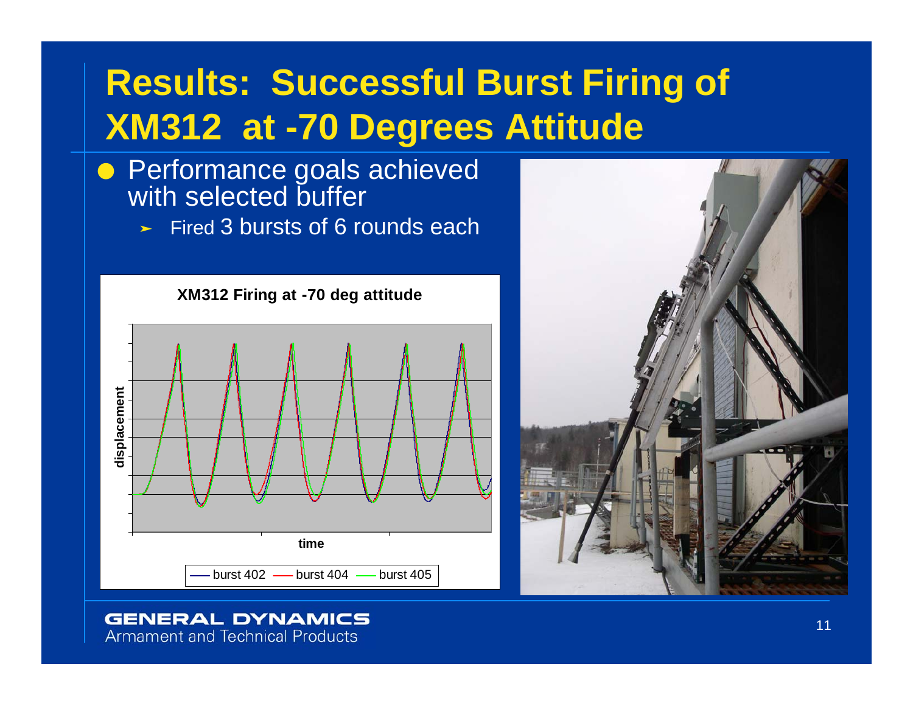# Results: Successful Burst Firing of XM312 at -70 Degrees Attitude

- Performance goals achieved with selected buffer
  - Fired 3 bursts of 6 rounds each

**XM312 Firing at -70 deg attitude**

displacement

time

burst 402 — burst 404 — burst 405

GENERAL DYNAMICS
Armament and Technical Products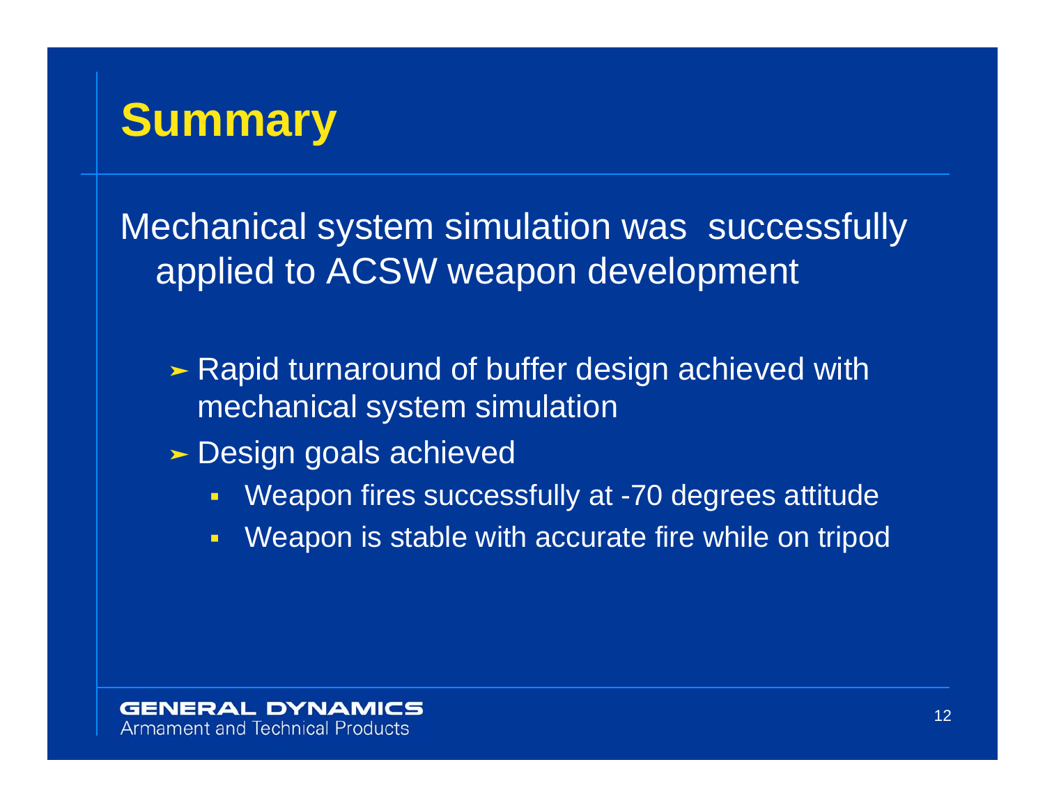# Summary

Mechanical system simulation was successfully applied to ACSW weapon development

- Rapid turnaround of buffer design achieved with mechanical system simulation
- Design goals achieved
  - Weapon fires successfully at -70 degrees attitude
  - Weapon is stable with accurate fire while on tripod

GENERAL DYNAMICS
Armament and Technical Products